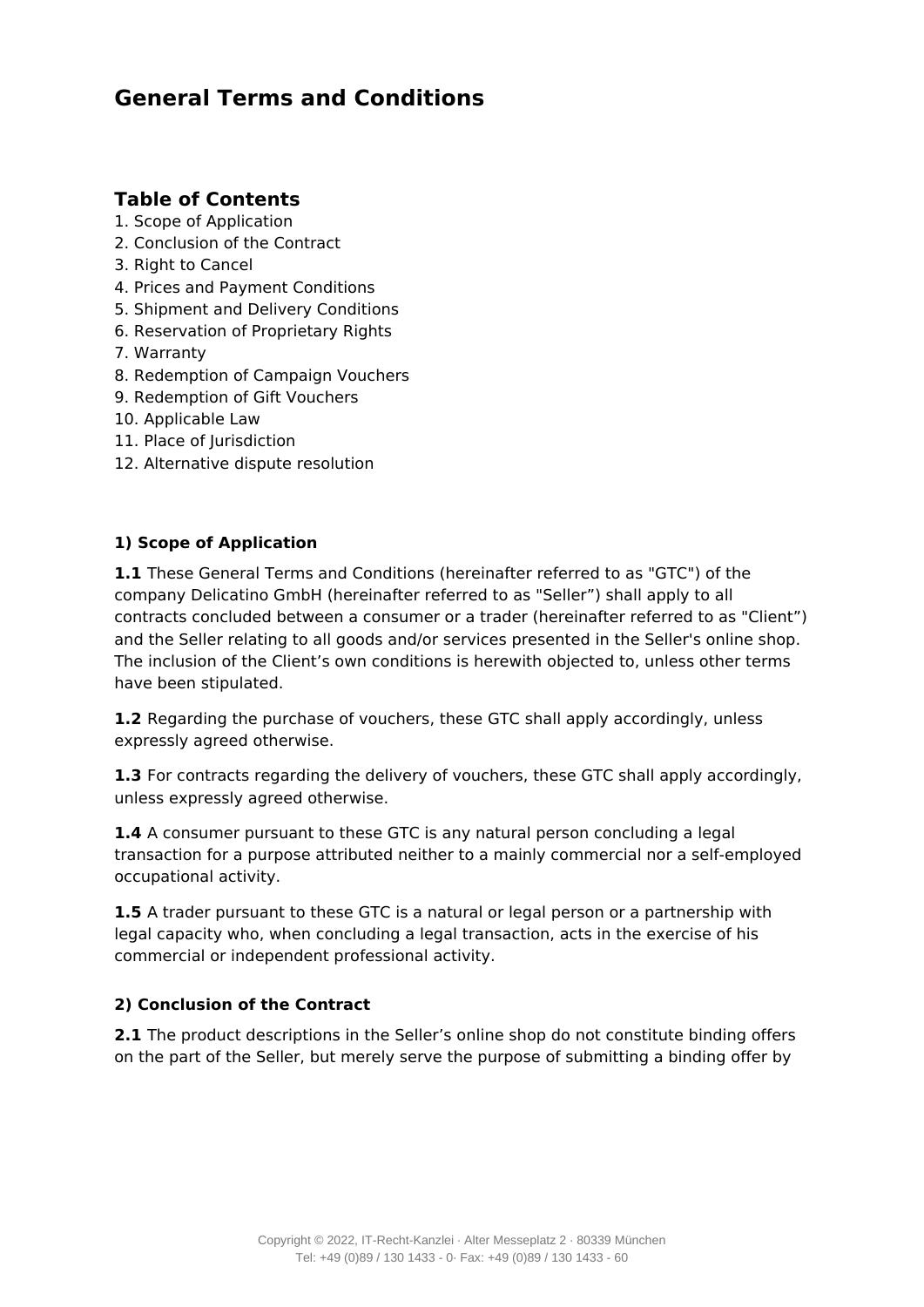# General Terms and Conditions

## Table of Contents

1. Scope of Application
2. Conclusion of the Contract
3. Right to Cancel
4. Prices and Payment Conditions
5. Shipment and Delivery Conditions
6. Reservation of Proprietary Rights
7. Warranty
8. Redemption of Campaign Vouchers
9. Redemption of Gift Vouchers
10. Applicable Law
11. Place of Jurisdiction
12. Alternative dispute resolution

#### 1) Scope of Application

**1.1** These General Terms and Conditions (hereinafter referred to as "GTC") of the company Delicatino GmbH (hereinafter referred to as "Seller") shall apply to all contracts concluded between a consumer or a trader (hereinafter referred to as "Client") and the Seller relating to all goods and/or services presented in the Seller's online shop. The inclusion of the Client's own conditions is herewith objected to, unless other terms have been stipulated.

**1.2** Regarding the purchase of vouchers, these GTC shall apply accordingly, unless expressly agreed otherwise.

**1.3** For contracts regarding the delivery of vouchers, these GTC shall apply accordingly, unless expressly agreed otherwise.

**1.4** A consumer pursuant to these GTC is any natural person concluding a legal transaction for a purpose attributed neither to a mainly commercial nor a self-employed occupational activity.

**1.5** A trader pursuant to these GTC is a natural or legal person or a partnership with legal capacity who, when concluding a legal transaction, acts in the exercise of his commercial or independent professional activity.

#### 2) Conclusion of the Contract

**2.1** The product descriptions in the Seller's online shop do not constitute binding offers on the part of the Seller, but merely serve the purpose of submitting a binding offer by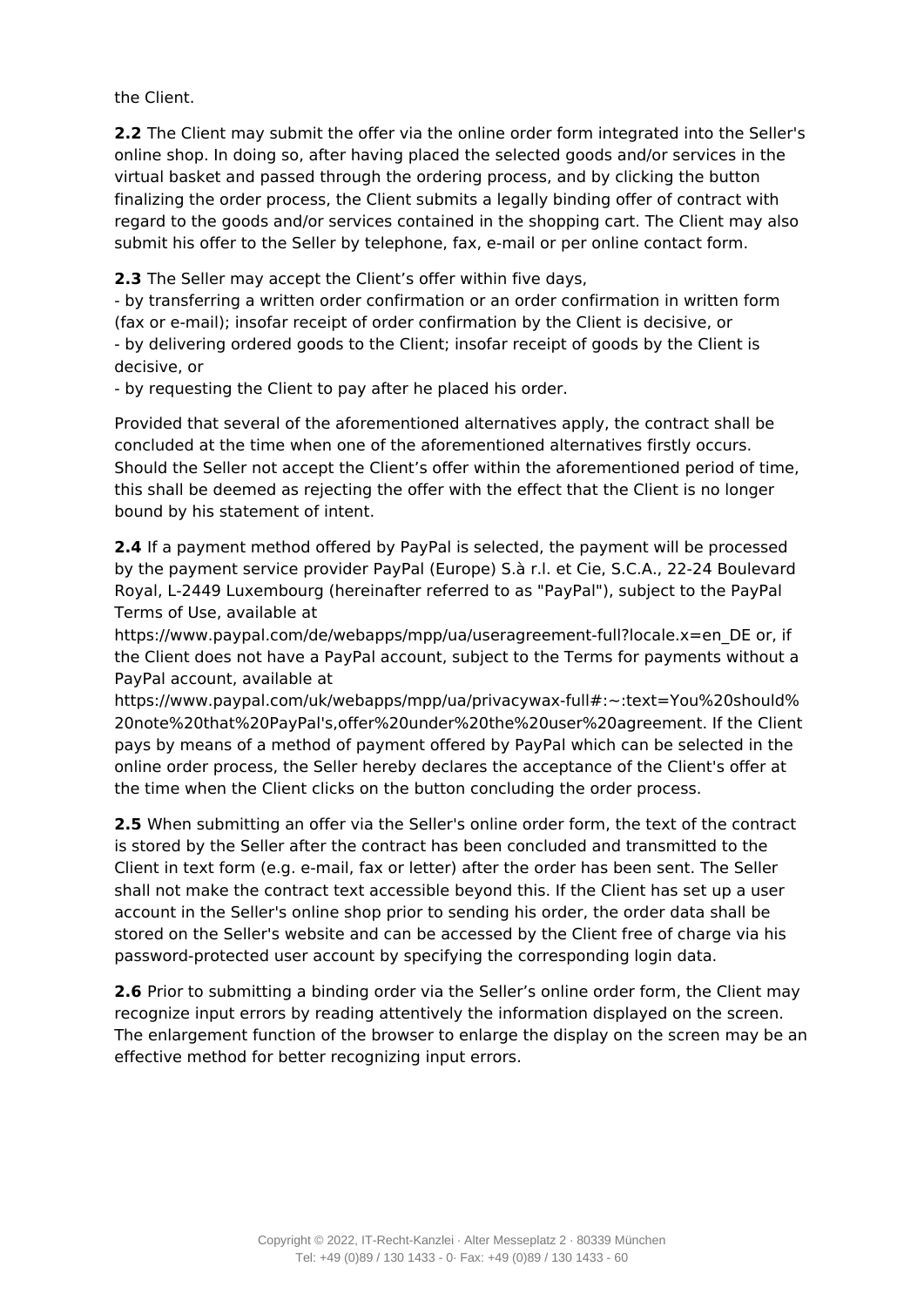the Client.

**2.2** The Client may submit the offer via the online order form integrated into the Seller's online shop. In doing so, after having placed the selected goods and/or services in the virtual basket and passed through the ordering process, and by clicking the button finalizing the order process, the Client submits a legally binding offer of contract with regard to the goods and/or services contained in the shopping cart. The Client may also submit his offer to the Seller by telephone, fax, e-mail or per online contact form.

**2.3** The Seller may accept the Client's offer within five days,
- by transferring a written order confirmation or an order confirmation in written form (fax or e-mail); insofar receipt of order confirmation by the Client is decisive, or
- by delivering ordered goods to the Client; insofar receipt of goods by the Client is decisive, or
- by requesting the Client to pay after he placed his order.

Provided that several of the aforementioned alternatives apply, the contract shall be concluded at the time when one of the aforementioned alternatives firstly occurs. Should the Seller not accept the Client's offer within the aforementioned period of time, this shall be deemed as rejecting the offer with the effect that the Client is no longer bound by his statement of intent.

**2.4** If a payment method offered by PayPal is selected, the payment will be processed by the payment service provider PayPal (Europe) S.à r.l. et Cie, S.C.A., 22-24 Boulevard Royal, L-2449 Luxembourg (hereinafter referred to as "PayPal"), subject to the PayPal Terms of Use, available at https://www.paypal.com/de/webapps/mpp/ua/useragreement-full?locale.x=en_DE or, if the Client does not have a PayPal account, subject to the Terms for payments without a PayPal account, available at https://www.paypal.com/uk/webapps/mpp/ua/privacywax-full#:~:text=You%20should%20note%20that%20PayPal's,offer%20under%20the%20user%20agreement. If the Client pays by means of a method of payment offered by PayPal which can be selected in the online order process, the Seller hereby declares the acceptance of the Client's offer at the time when the Client clicks on the button concluding the order process.

**2.5** When submitting an offer via the Seller's online order form, the text of the contract is stored by the Seller after the contract has been concluded and transmitted to the Client in text form (e.g. e-mail, fax or letter) after the order has been sent. The Seller shall not make the contract text accessible beyond this. If the Client has set up a user account in the Seller's online shop prior to sending his order, the order data shall be stored on the Seller's website and can be accessed by the Client free of charge via his password-protected user account by specifying the corresponding login data.

**2.6** Prior to submitting a binding order via the Seller's online order form, the Client may recognize input errors by reading attentively the information displayed on the screen. The enlargement function of the browser to enlarge the display on the screen may be an effective method for better recognizing input errors.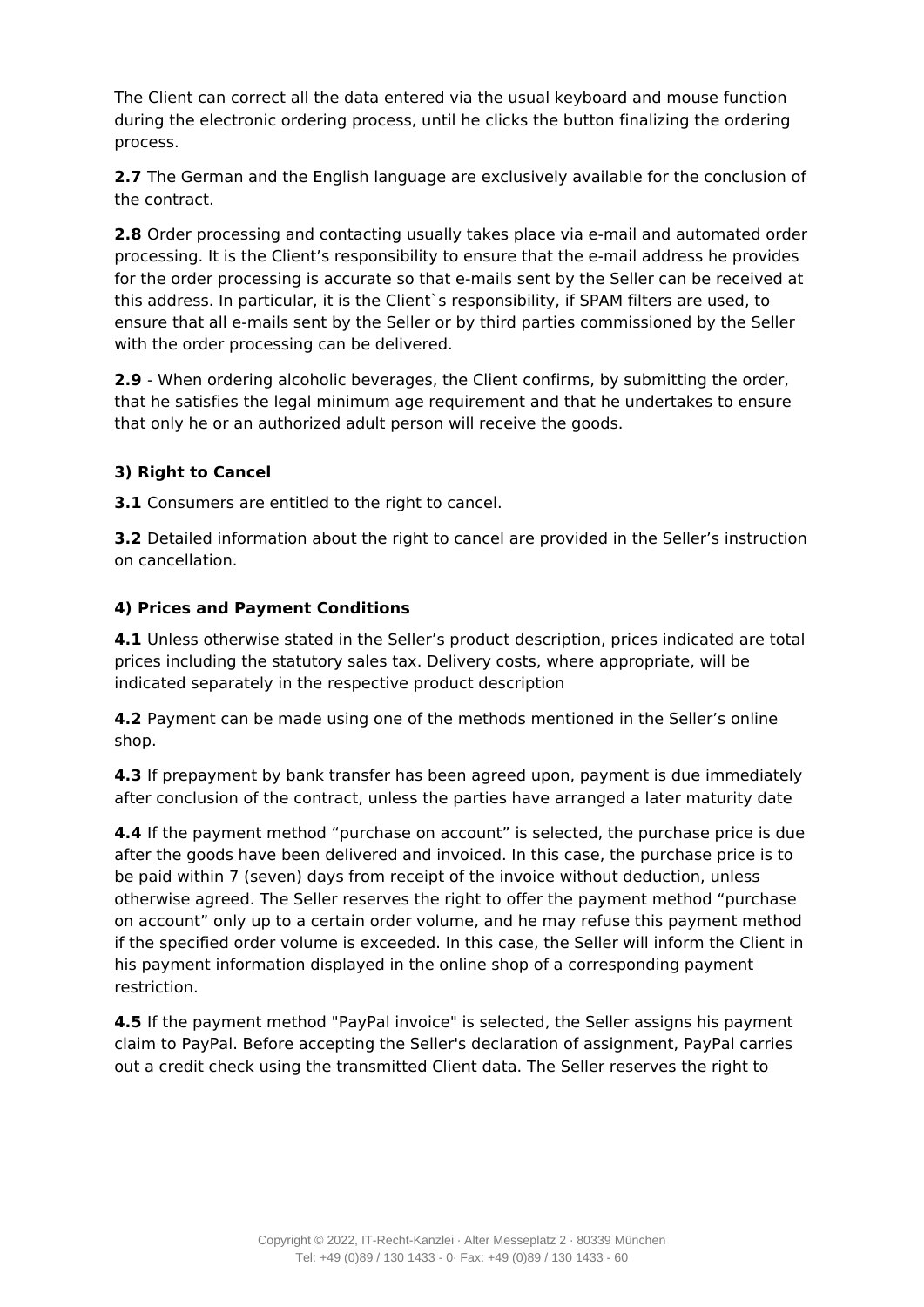The Client can correct all the data entered via the usual keyboard and mouse function during the electronic ordering process, until he clicks the button finalizing the ordering process.

**2.7** The German and the English language are exclusively available for the conclusion of the contract.

**2.8** Order processing and contacting usually takes place via e-mail and automated order processing. It is the Client's responsibility to ensure that the e-mail address he provides for the order processing is accurate so that e-mails sent by the Seller can be received at this address. In particular, it is the Client`s responsibility, if SPAM filters are used, to ensure that all e-mails sent by the Seller or by third parties commissioned by the Seller with the order processing can be delivered.

**2.9** - When ordering alcoholic beverages, the Client confirms, by submitting the order, that he satisfies the legal minimum age requirement and that he undertakes to ensure that only he or an authorized adult person will receive the goods.

**3) Right to Cancel**

**3.1** Consumers are entitled to the right to cancel.

**3.2** Detailed information about the right to cancel are provided in the Seller's instruction on cancellation.

**4) Prices and Payment Conditions**

**4.1** Unless otherwise stated in the Seller's product description, prices indicated are total prices including the statutory sales tax. Delivery costs, where appropriate, will be indicated separately in the respective product description

**4.2** Payment can be made using one of the methods mentioned in the Seller's online shop.

**4.3** If prepayment by bank transfer has been agreed upon, payment is due immediately after conclusion of the contract, unless the parties have arranged a later maturity date

**4.4** If the payment method "purchase on account" is selected, the purchase price is due after the goods have been delivered and invoiced. In this case, the purchase price is to be paid within 7 (seven) days from receipt of the invoice without deduction, unless otherwise agreed. The Seller reserves the right to offer the payment method "purchase on account" only up to a certain order volume, and he may refuse this payment method if the specified order volume is exceeded. In this case, the Seller will inform the Client in his payment information displayed in the online shop of a corresponding payment restriction.

**4.5** If the payment method "PayPal invoice" is selected, the Seller assigns his payment claim to PayPal. Before accepting the Seller's declaration of assignment, PayPal carries out a credit check using the transmitted Client data. The Seller reserves the right to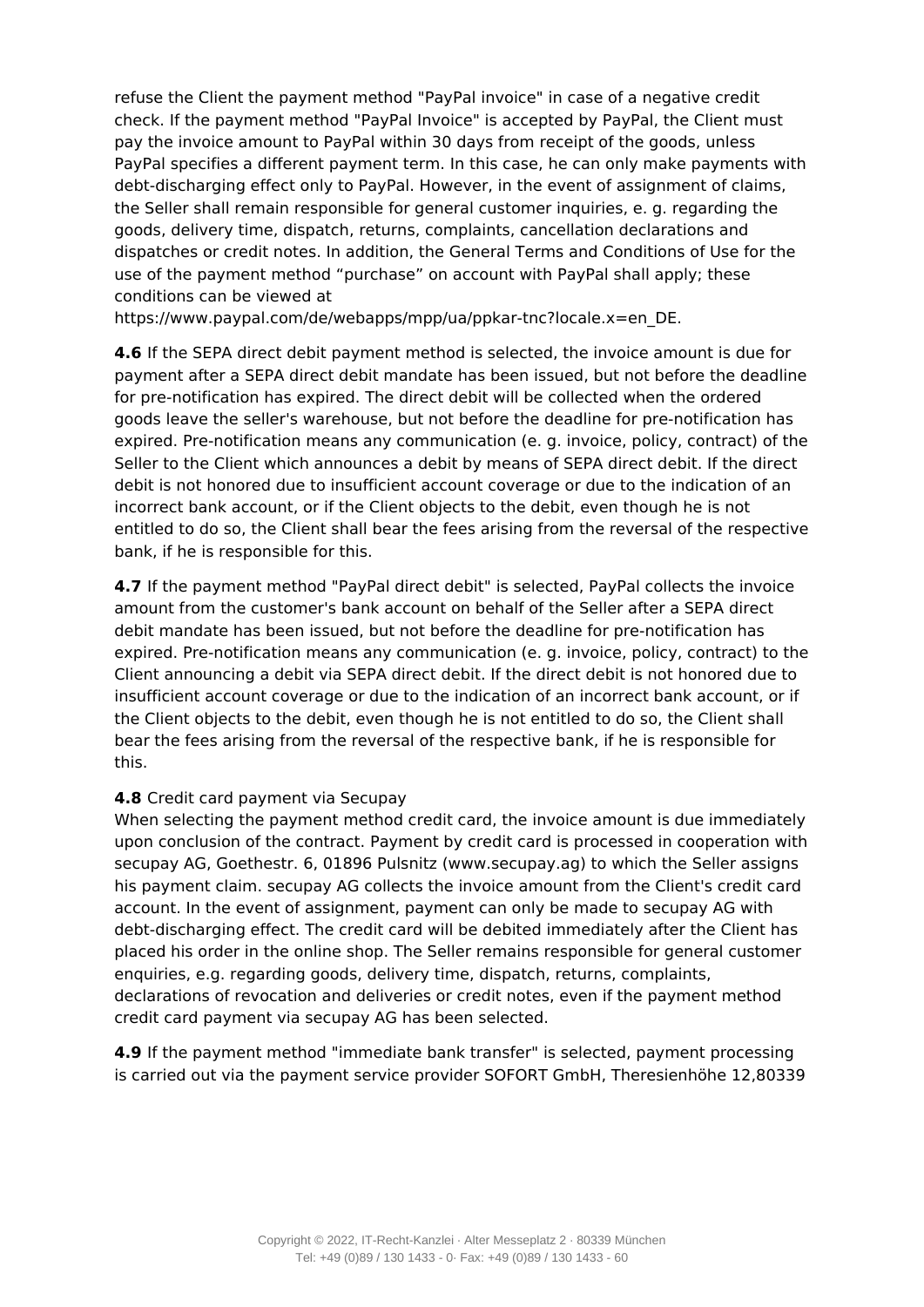refuse the Client the payment method "PayPal invoice" in case of a negative credit check. If the payment method "PayPal Invoice" is accepted by PayPal, the Client must pay the invoice amount to PayPal within 30 days from receipt of the goods, unless PayPal specifies a different payment term. In this case, he can only make payments with debt-discharging effect only to PayPal. However, in the event of assignment of claims, the Seller shall remain responsible for general customer inquiries, e. g. regarding the goods, delivery time, dispatch, returns, complaints, cancellation declarations and dispatches or credit notes. In addition, the General Terms and Conditions of Use for the use of the payment method “purchase” on account with PayPal shall apply; these conditions can be viewed at
https://www.paypal.com/de/webapps/mpp/ua/ppkar-tnc?locale.x=en_DE.

**4.6** If the SEPA direct debit payment method is selected, the invoice amount is due for payment after a SEPA direct debit mandate has been issued, but not before the deadline for pre-notification has expired. The direct debit will be collected when the ordered goods leave the seller's warehouse, but not before the deadline for pre-notification has expired. Pre-notification means any communication (e. g. invoice, policy, contract) of the Seller to the Client which announces a debit by means of SEPA direct debit. If the direct debit is not honored due to insufficient account coverage or due to the indication of an incorrect bank account, or if the Client objects to the debit, even though he is not entitled to do so, the Client shall bear the fees arising from the reversal of the respective bank, if he is responsible for this.

**4.7** If the payment method "PayPal direct debit" is selected, PayPal collects the invoice amount from the customer's bank account on behalf of the Seller after a SEPA direct debit mandate has been issued, but not before the deadline for pre-notification has expired. Pre-notification means any communication (e. g. invoice, policy, contract) to the Client announcing a debit via SEPA direct debit. If the direct debit is not honored due to insufficient account coverage or due to the indication of an incorrect bank account, or if the Client objects to the debit, even though he is not entitled to do so, the Client shall bear the fees arising from the reversal of the respective bank, if he is responsible for this.

**4.8** Credit card payment via Secupay
When selecting the payment method credit card, the invoice amount is due immediately upon conclusion of the contract. Payment by credit card is processed in cooperation with secupay AG, Goethestr. 6, 01896 Pulsnitz (www.secupay.ag) to which the Seller assigns his payment claim. secupay AG collects the invoice amount from the Client's credit card account. In the event of assignment, payment can only be made to secupay AG with debt-discharging effect. The credit card will be debited immediately after the Client has placed his order in the online shop. The Seller remains responsible for general customer enquiries, e.g. regarding goods, delivery time, dispatch, returns, complaints, declarations of revocation and deliveries or credit notes, even if the payment method credit card payment via secupay AG has been selected.

**4.9** If the payment method "immediate bank transfer" is selected, payment processing is carried out via the payment service provider SOFORT GmbH, Theresienhöhe 12,80339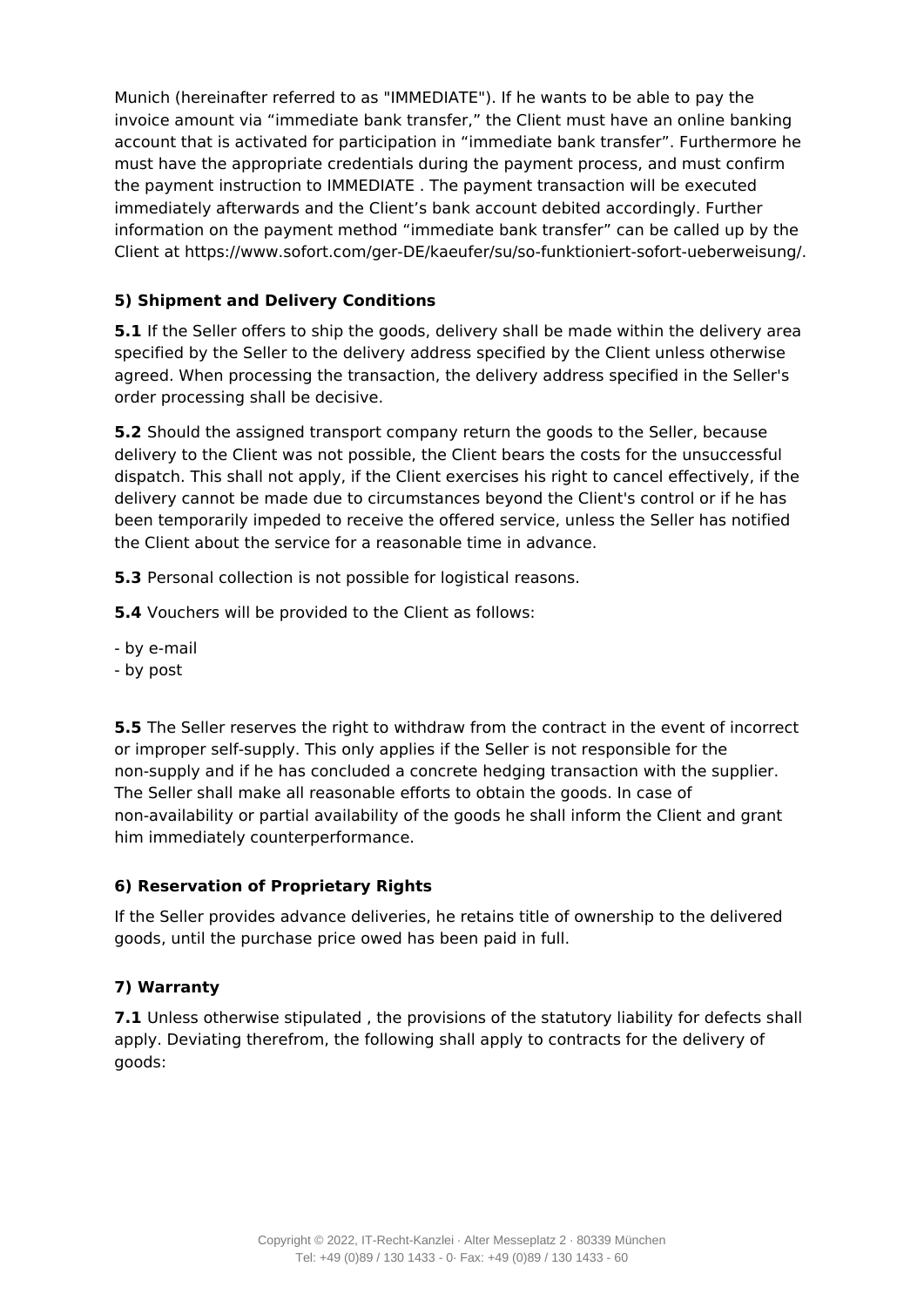Munich (hereinafter referred to as "IMMEDIATE"). If he wants to be able to pay the invoice amount via “immediate bank transfer,” the Client must have an online banking account that is activated for participation in “immediate bank transfer”. Furthermore he must have the appropriate credentials during the payment process, and must confirm the payment instruction to IMMEDIATE . The payment transaction will be executed immediately afterwards and the Client’s bank account debited accordingly. Further information on the payment method “immediate bank transfer” can be called up by the Client at https://www.sofort.com/ger-DE/kaeufer/su/so-funktioniert-sofort-ueberweisung/.

### 5) Shipment and Delivery Conditions

**5.1** If the Seller offers to ship the goods, delivery shall be made within the delivery area specified by the Seller to the delivery address specified by the Client unless otherwise agreed. When processing the transaction, the delivery address specified in the Seller's order processing shall be decisive.

**5.2** Should the assigned transport company return the goods to the Seller, because delivery to the Client was not possible, the Client bears the costs for the unsuccessful dispatch. This shall not apply, if the Client exercises his right to cancel effectively, if the delivery cannot be made due to circumstances beyond the Client's control or if he has been temporarily impeded to receive the offered service, unless the Seller has notified the Client about the service for a reasonable time in advance.

**5.3** Personal collection is not possible for logistical reasons.

**5.4** Vouchers will be provided to the Client as follows:

- by e-mail
- by post

**5.5** The Seller reserves the right to withdraw from the contract in the event of incorrect or improper self-supply. This only applies if the Seller is not responsible for the non-supply and if he has concluded a concrete hedging transaction with the supplier. The Seller shall make all reasonable efforts to obtain the goods. In case of non-availability or partial availability of the goods he shall inform the Client and grant him immediately counterperformance.

### 6) Reservation of Proprietary Rights

If the Seller provides advance deliveries, he retains title of ownership to the delivered goods, until the purchase price owed has been paid in full.

### 7) Warranty

**7.1** Unless otherwise stipulated , the provisions of the statutory liability for defects shall apply. Deviating therefrom, the following shall apply to contracts for the delivery of goods: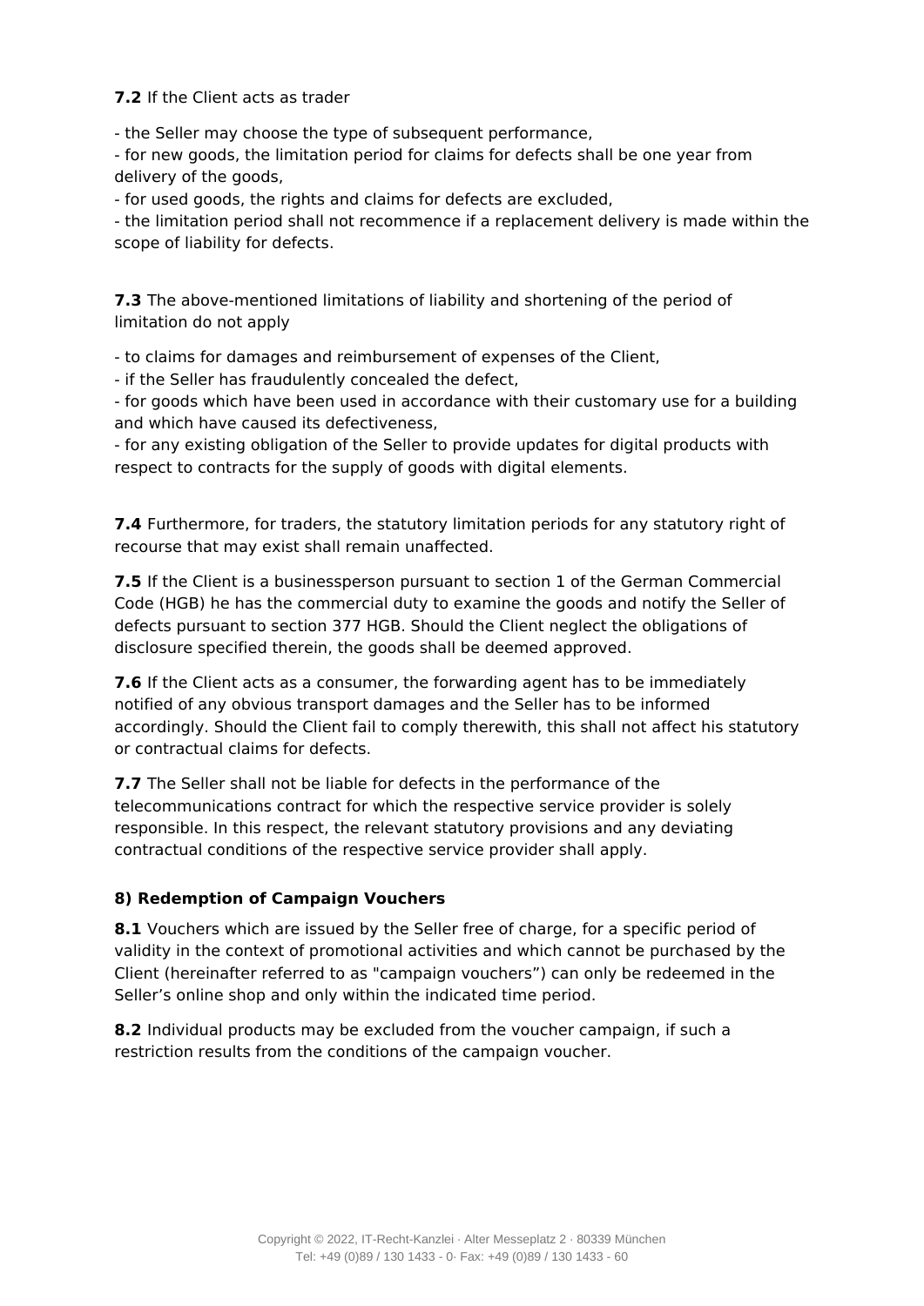**7.2** If the Client acts as trader

- the Seller may choose the type of subsequent performance,
- for new goods, the limitation period for claims for defects shall be one year from delivery of the goods,
- for used goods, the rights and claims for defects are excluded,
- the limitation period shall not recommence if a replacement delivery is made within the scope of liability for defects.

**7.3** The above-mentioned limitations of liability and shortening of the period of limitation do not apply

- to claims for damages and reimbursement of expenses of the Client,
- if the Seller has fraudulently concealed the defect,
- for goods which have been used in accordance with their customary use for a building and which have caused its defectiveness,
- for any existing obligation of the Seller to provide updates for digital products with respect to contracts for the supply of goods with digital elements.

**7.4** Furthermore, for traders, the statutory limitation periods for any statutory right of recourse that may exist shall remain unaffected.

**7.5** If the Client is a businessperson pursuant to section 1 of the German Commercial Code (HGB) he has the commercial duty to examine the goods and notify the Seller of defects pursuant to section 377 HGB. Should the Client neglect the obligations of disclosure specified therein, the goods shall be deemed approved.

**7.6** If the Client acts as a consumer, the forwarding agent has to be immediately notified of any obvious transport damages and the Seller has to be informed accordingly. Should the Client fail to comply therewith, this shall not affect his statutory or contractual claims for defects.

**7.7** The Seller shall not be liable for defects in the performance of the telecommunications contract for which the respective service provider is solely responsible. In this respect, the relevant statutory provisions and any deviating contractual conditions of the respective service provider shall apply.

**8) Redemption of Campaign Vouchers**

**8.1** Vouchers which are issued by the Seller free of charge, for a specific period of validity in the context of promotional activities and which cannot be purchased by the Client (hereinafter referred to as "campaign vouchers”) can only be redeemed in the Seller’s online shop and only within the indicated time period.

**8.2** Individual products may be excluded from the voucher campaign, if such a restriction results from the conditions of the campaign voucher.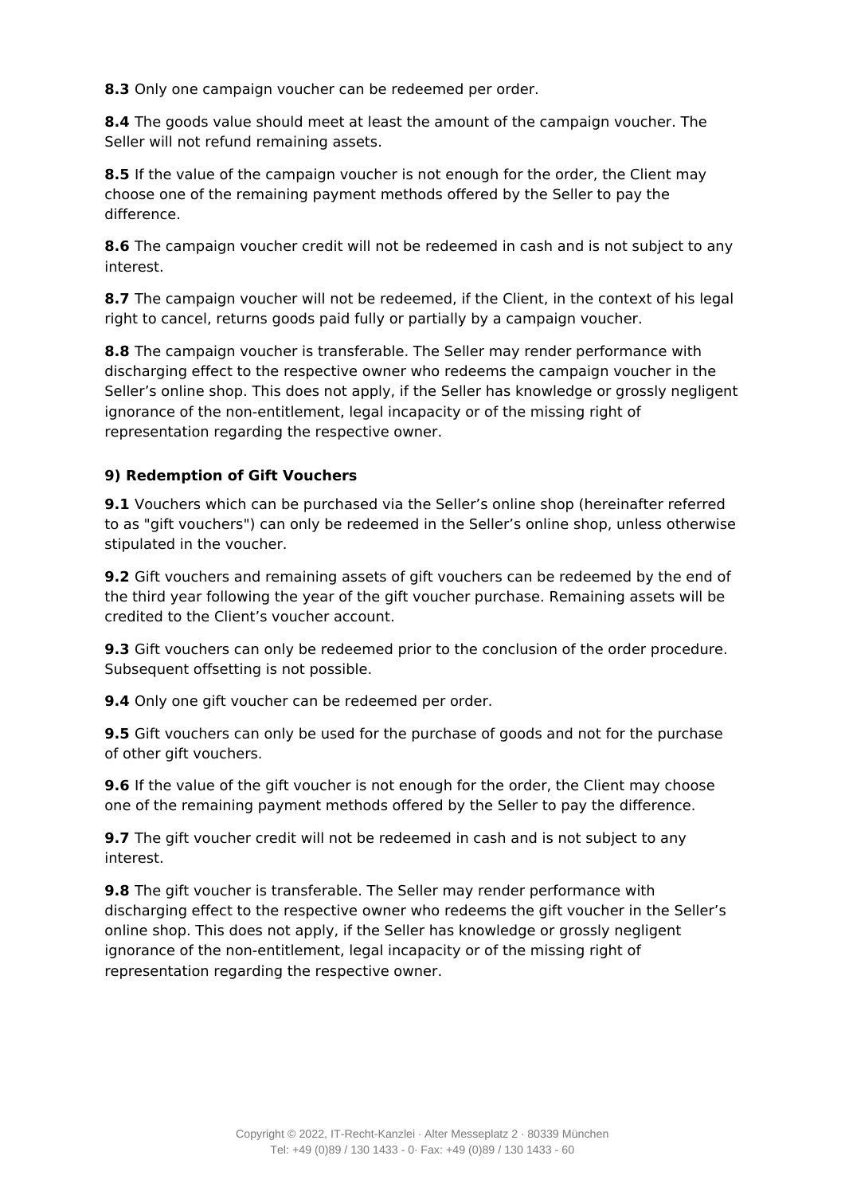**8.3** Only one campaign voucher can be redeemed per order.

**8.4** The goods value should meet at least the amount of the campaign voucher. The Seller will not refund remaining assets.

**8.5** If the value of the campaign voucher is not enough for the order, the Client may choose one of the remaining payment methods offered by the Seller to pay the difference.

**8.6** The campaign voucher credit will not be redeemed in cash and is not subject to any interest.

**8.7** The campaign voucher will not be redeemed, if the Client, in the context of his legal right to cancel, returns goods paid fully or partially by a campaign voucher.

**8.8** The campaign voucher is transferable. The Seller may render performance with discharging effect to the respective owner who redeems the campaign voucher in the Seller's online shop. This does not apply, if the Seller has knowledge or grossly negligent ignorance of the non-entitlement, legal incapacity or of the missing right of representation regarding the respective owner.

### 9) Redemption of Gift Vouchers

**9.1** Vouchers which can be purchased via the Seller's online shop (hereinafter referred to as "gift vouchers") can only be redeemed in the Seller's online shop, unless otherwise stipulated in the voucher.

**9.2** Gift vouchers and remaining assets of gift vouchers can be redeemed by the end of the third year following the year of the gift voucher purchase. Remaining assets will be credited to the Client's voucher account.

**9.3** Gift vouchers can only be redeemed prior to the conclusion of the order procedure. Subsequent offsetting is not possible.

**9.4** Only one gift voucher can be redeemed per order.

**9.5** Gift vouchers can only be used for the purchase of goods and not for the purchase of other gift vouchers.

**9.6** If the value of the gift voucher is not enough for the order, the Client may choose one of the remaining payment methods offered by the Seller to pay the difference.

**9.7** The gift voucher credit will not be redeemed in cash and is not subject to any interest.

**9.8** The gift voucher is transferable. The Seller may render performance with discharging effect to the respective owner who redeems the gift voucher in the Seller's online shop. This does not apply, if the Seller has knowledge or grossly negligent ignorance of the non-entitlement, legal incapacity or of the missing right of representation regarding the respective owner.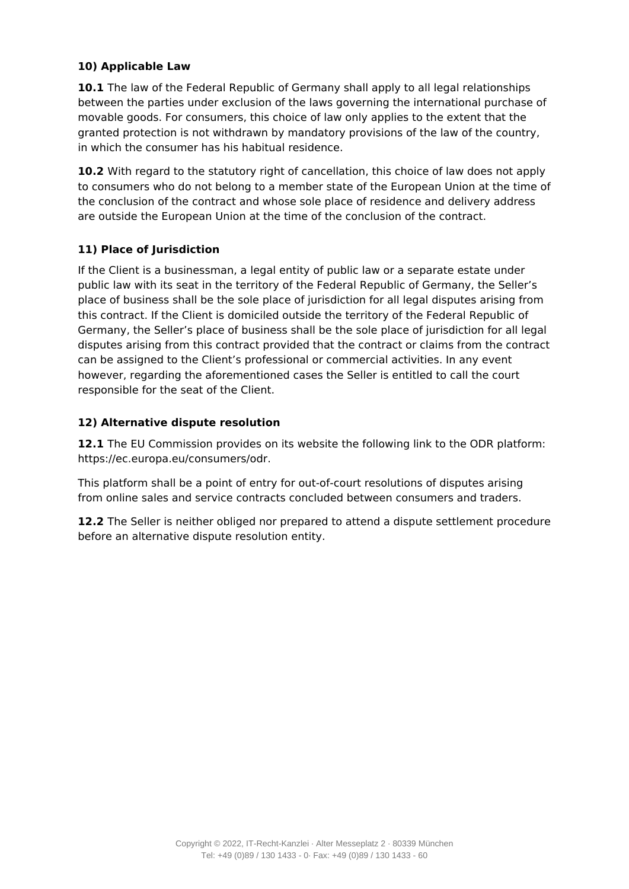### 10) Applicable Law

**10.1** The law of the Federal Republic of Germany shall apply to all legal relationships between the parties under exclusion of the laws governing the international purchase of movable goods. For consumers, this choice of law only applies to the extent that the granted protection is not withdrawn by mandatory provisions of the law of the country, in which the consumer has his habitual residence.

**10.2** With regard to the statutory right of cancellation, this choice of law does not apply to consumers who do not belong to a member state of the European Union at the time of the conclusion of the contract and whose sole place of residence and delivery address are outside the European Union at the time of the conclusion of the contract.

### 11) Place of Jurisdiction

If the Client is a businessman, a legal entity of public law or a separate estate under public law with its seat in the territory of the Federal Republic of Germany, the Seller's place of business shall be the sole place of jurisdiction for all legal disputes arising from this contract. If the Client is domiciled outside the territory of the Federal Republic of Germany, the Seller's place of business shall be the sole place of jurisdiction for all legal disputes arising from this contract provided that the contract or claims from the contract can be assigned to the Client's professional or commercial activities. In any event however, regarding the aforementioned cases the Seller is entitled to call the court responsible for the seat of the Client.

### 12) Alternative dispute resolution

**12.1** The EU Commission provides on its website the following link to the ODR platform: https://ec.europa.eu/consumers/odr.

This platform shall be a point of entry for out-of-court resolutions of disputes arising from online sales and service contracts concluded between consumers and traders.

**12.2** The Seller is neither obliged nor prepared to attend a dispute settlement procedure before an alternative dispute resolution entity.